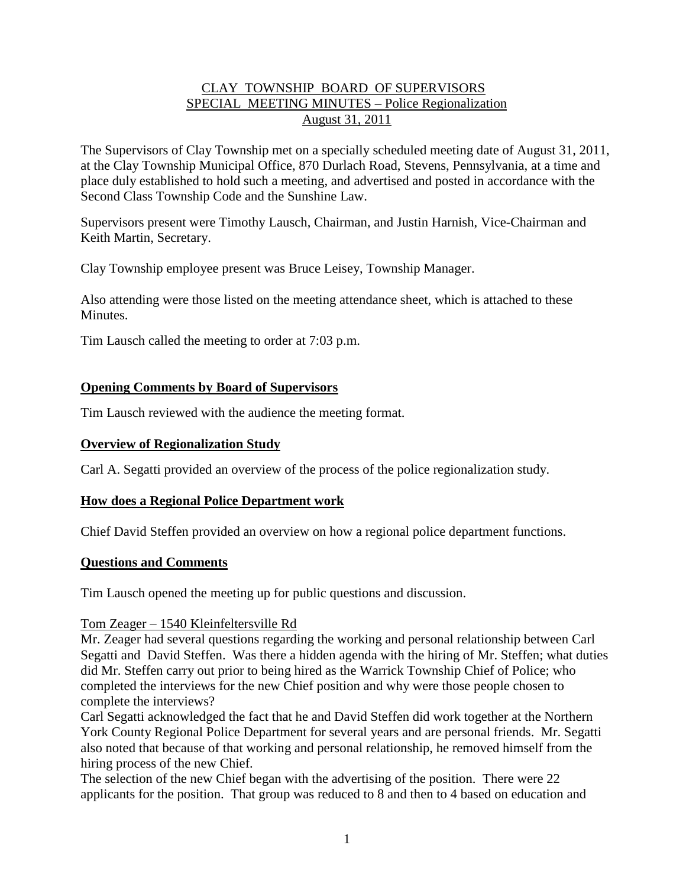# CLAY TOWNSHIP BOARD OF SUPERVISORS
## SPECIAL MEETING MINUTES – Police Regionalization
### August 31, 2011

The Supervisors of Clay Township met on a specially scheduled meeting date of August 31, 2011, at the Clay Township Municipal Office, 870 Durlach Road, Stevens, Pennsylvania, at a time and place duly established to hold such a meeting, and advertised and posted in accordance with the Second Class Township Code and the Sunshine Law.

Supervisors present were Timothy Lausch, Chairman, and Justin Harnish, Vice-Chairman and Keith Martin, Secretary.

Clay Township employee present was Bruce Leisey, Township Manager.

Also attending were those listed on the meeting attendance sheet, which is attached to these Minutes.

Tim Lausch called the meeting to order at 7:03 p.m.

**Opening Comments by Board of Supervisors**

Tim Lausch reviewed with the audience the meeting format.

**Overview of Regionalization Study**

Carl A. Segatti provided an overview of the process of the police regionalization study.

**How does a Regional Police Department work**

Chief David Steffen provided an overview on how a regional police department functions.

**Questions and Comments**

Tim Lausch opened the meeting up for public questions and discussion.

Tom Zeager – 1540 Kleinfeltersville Rd

Mr. Zeager had several questions regarding the working and personal relationship between Carl Segatti and David Steffen. Was there a hidden agenda with the hiring of Mr. Steffen; what duties did Mr. Steffen carry out prior to being hired as the Warrick Township Chief of Police; who completed the interviews for the new Chief position and why were those people chosen to complete the interviews?

Carl Segatti acknowledged the fact that he and David Steffen did work together at the Northern York County Regional Police Department for several years and are personal friends. Mr. Segatti also noted that because of that working and personal relationship, he removed himself from the hiring process of the new Chief.

The selection of the new Chief began with the advertising of the position. There were 22 applicants for the position. That group was reduced to 8 and then to 4 based on education and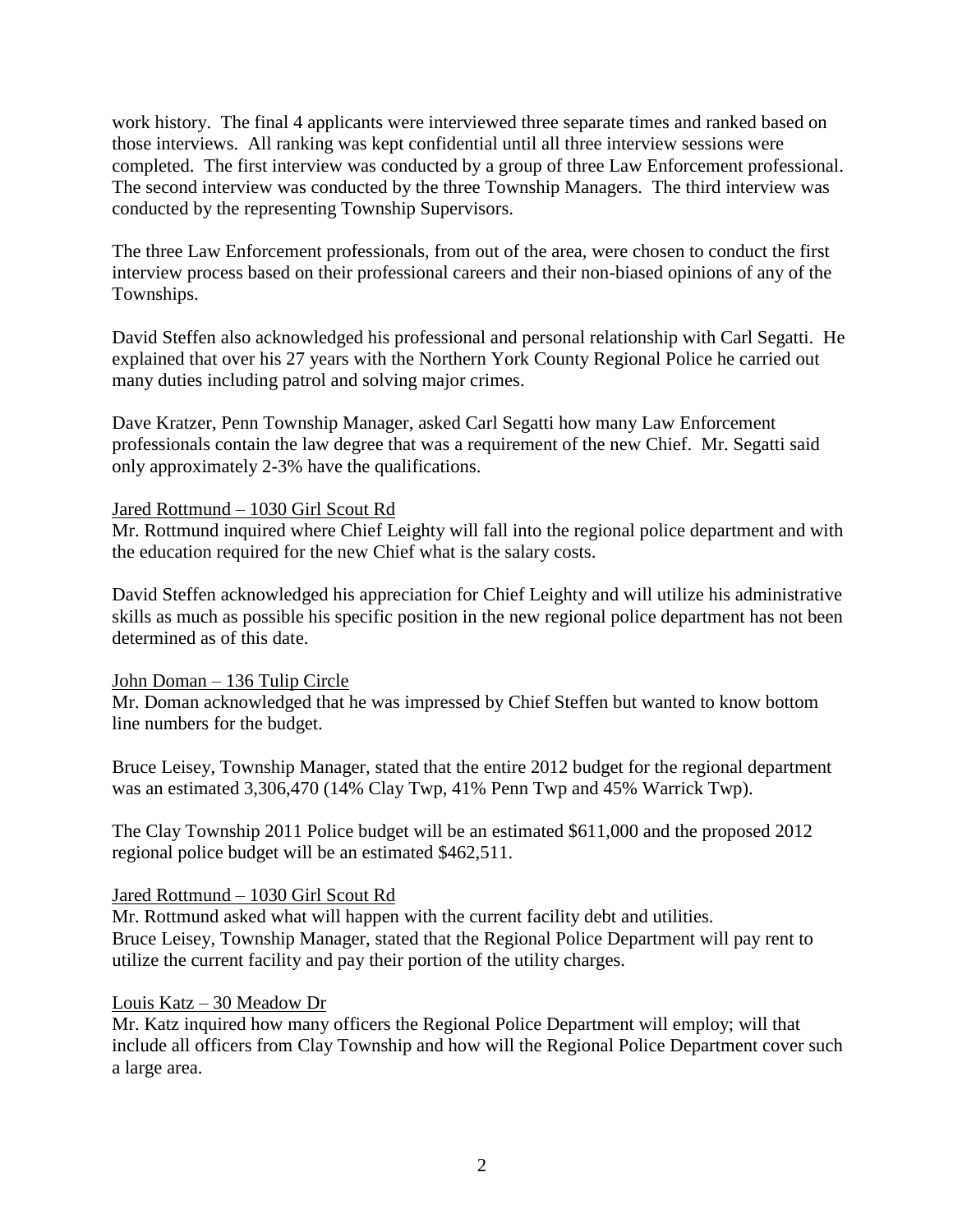work history. The final 4 applicants were interviewed three separate times and ranked based on those interviews. All ranking was kept confidential until all three interview sessions were completed. The first interview was conducted by a group of three Law Enforcement professional. The second interview was conducted by the three Township Managers. The third interview was conducted by the representing Township Supervisors.

The three Law Enforcement professionals, from out of the area, were chosen to conduct the first interview process based on their professional careers and their non-biased opinions of any of the Townships.

David Steffen also acknowledged his professional and personal relationship with Carl Segatti. He explained that over his 27 years with the Northern York County Regional Police he carried out many duties including patrol and solving major crimes.

Dave Kratzer, Penn Township Manager, asked Carl Segatti how many Law Enforcement professionals contain the law degree that was a requirement of the new Chief. Mr. Segatti said only approximately 2-3% have the qualifications.

<u>Jared Rottmund – 1030 Girl Scout Rd</u>

Mr. Rottmund inquired where Chief Leighty will fall into the regional police department and with the education required for the new Chief what is the salary costs.

David Steffen acknowledged his appreciation for Chief Leighty and will utilize his administrative skills as much as possible his specific position in the new regional police department has not been determined as of this date.

<u>John Doman – 136 Tulip Circle</u>

Mr. Doman acknowledged that he was impressed by Chief Steffen but wanted to know bottom line numbers for the budget.

Bruce Leisey, Township Manager, stated that the entire 2012 budget for the regional department was an estimated 3,306,470 (14% Clay Twp, 41% Penn Twp and 45% Warrick Twp).

The Clay Township 2011 Police budget will be an estimated $611,000 and the proposed 2012 regional police budget will be an estimated $462,511.

<u>Jared Rottmund – 1030 Girl Scout Rd</u>

Mr. Rottmund asked what will happen with the current facility debt and utilities.
Bruce Leisey, Township Manager, stated that the Regional Police Department will pay rent to utilize the current facility and pay their portion of the utility charges.

<u>Louis Katz – 30 Meadow Dr</u>

Mr. Katz inquired how many officers the Regional Police Department will employ; will that include all officers from Clay Township and how will the Regional Police Department cover such a large area.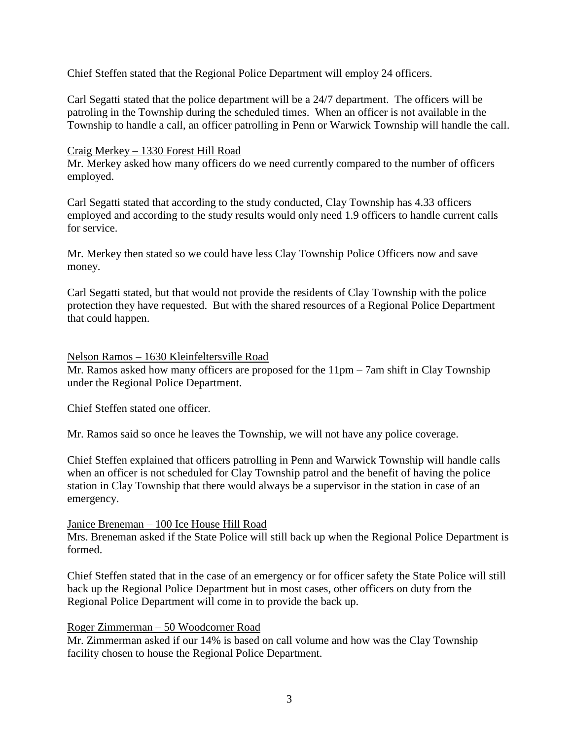Chief Steffen stated that the Regional Police Department will employ 24 officers.

Carl Segatti stated that the police department will be a 24/7 department. The officers will be patroling in the Township during the scheduled times. When an officer is not available in the Township to handle a call, an officer patrolling in Penn or Warwick Township will handle the call.

Craig Merkey – 1330 Forest Hill Road

Mr. Merkey asked how many officers do we need currently compared to the number of officers employed.

Carl Segatti stated that according to the study conducted, Clay Township has 4.33 officers employed and according to the study results would only need 1.9 officers to handle current calls for service.

Mr. Merkey then stated so we could have less Clay Township Police Officers now and save money.

Carl Segatti stated, but that would not provide the residents of Clay Township with the police protection they have requested. But with the shared resources of a Regional Police Department that could happen.

Nelson Ramos – 1630 Kleinfeltersville Road

Mr. Ramos asked how many officers are proposed for the 11pm – 7am shift in Clay Township under the Regional Police Department.

Chief Steffen stated one officer.

Mr. Ramos said so once he leaves the Township, we will not have any police coverage.

Chief Steffen explained that officers patrolling in Penn and Warwick Township will handle calls when an officer is not scheduled for Clay Township patrol and the benefit of having the police station in Clay Township that there would always be a supervisor in the station in case of an emergency.

Janice Breneman – 100 Ice House Hill Road

Mrs. Breneman asked if the State Police will still back up when the Regional Police Department is formed.

Chief Steffen stated that in the case of an emergency or for officer safety the State Police will still back up the Regional Police Department but in most cases, other officers on duty from the Regional Police Department will come in to provide the back up.

Roger Zimmerman – 50 Woodcorner Road

Mr. Zimmerman asked if our 14% is based on call volume and how was the Clay Township facility chosen to house the Regional Police Department.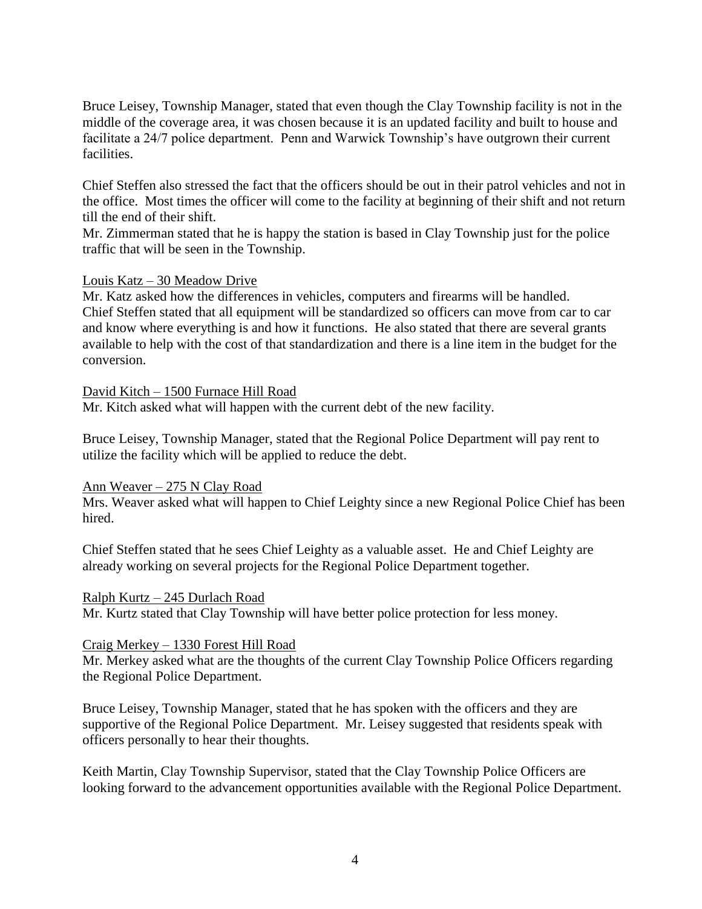Bruce Leisey, Township Manager, stated that even though the Clay Township facility is not in the middle of the coverage area, it was chosen because it is an updated facility and built to house and facilitate a 24/7 police department. Penn and Warwick Township's have outgrown their current facilities.

Chief Steffen also stressed the fact that the officers should be out in their patrol vehicles and not in the office. Most times the officer will come to the facility at beginning of their shift and not return till the end of their shift.

Mr. Zimmerman stated that he is happy the station is based in Clay Township just for the police traffic that will be seen in the Township.

<u>Louis Katz – 30 Meadow Drive</u>

Mr. Katz asked how the differences in vehicles, computers and firearms will be handled.
Chief Steffen stated that all equipment will be standardized so officers can move from car to car and know where everything is and how it functions. He also stated that there are several grants available to help with the cost of that standardization and there is a line item in the budget for the conversion.

<u>David Kitch – 1500 Furnace Hill Road</u>

Mr. Kitch asked what will happen with the current debt of the new facility.

Bruce Leisey, Township Manager, stated that the Regional Police Department will pay rent to utilize the facility which will be applied to reduce the debt.

<u>Ann Weaver – 275 N Clay Road</u>

Mrs. Weaver asked what will happen to Chief Leighty since a new Regional Police Chief has been hired.

Chief Steffen stated that he sees Chief Leighty as a valuable asset. He and Chief Leighty are already working on several projects for the Regional Police Department together.

<u>Ralph Kurtz – 245 Durlach Road</u>

Mr. Kurtz stated that Clay Township will have better police protection for less money.

<u>Craig Merkey – 1330 Forest Hill Road</u>

Mr. Merkey asked what are the thoughts of the current Clay Township Police Officers regarding the Regional Police Department.

Bruce Leisey, Township Manager, stated that he has spoken with the officers and they are supportive of the Regional Police Department. Mr. Leisey suggested that residents speak with officers personally to hear their thoughts.

Keith Martin, Clay Township Supervisor, stated that the Clay Township Police Officers are looking forward to the advancement opportunities available with the Regional Police Department.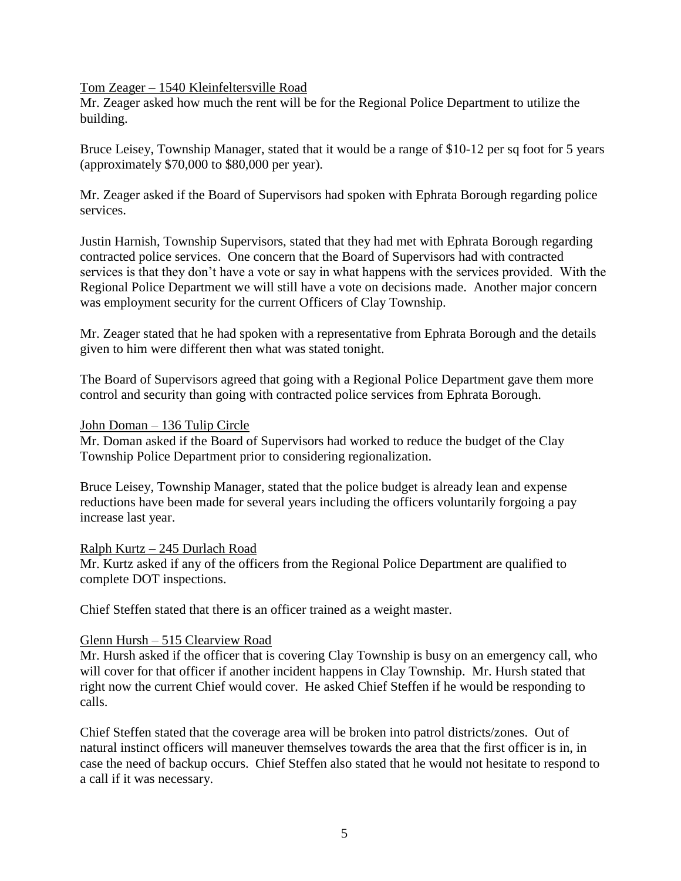<u>Tom Zeager – 1540 Kleinfeltersville Road</u>

Mr. Zeager asked how much the rent will be for the Regional Police Department to utilize the building.

Bruce Leisey, Township Manager, stated that it would be a range of $10-12 per sq foot for 5 years (approximately $70,000 to $80,000 per year).

Mr. Zeager asked if the Board of Supervisors had spoken with Ephrata Borough regarding police services.

Justin Harnish, Township Supervisors, stated that they had met with Ephrata Borough regarding contracted police services. One concern that the Board of Supervisors had with contracted services is that they don't have a vote or say in what happens with the services provided. With the Regional Police Department we will still have a vote on decisions made. Another major concern was employment security for the current Officers of Clay Township.

Mr. Zeager stated that he had spoken with a representative from Ephrata Borough and the details given to him were different then what was stated tonight.

The Board of Supervisors agreed that going with a Regional Police Department gave them more control and security than going with contracted police services from Ephrata Borough.

<u>John Doman – 136 Tulip Circle</u>

Mr. Doman asked if the Board of Supervisors had worked to reduce the budget of the Clay Township Police Department prior to considering regionalization.

Bruce Leisey, Township Manager, stated that the police budget is already lean and expense reductions have been made for several years including the officers voluntarily forgoing a pay increase last year.

<u>Ralph Kurtz – 245 Durlach Road</u>

Mr. Kurtz asked if any of the officers from the Regional Police Department are qualified to complete DOT inspections.

Chief Steffen stated that there is an officer trained as a weight master.

<u>Glenn Hursh – 515 Clearview Road</u>

Mr. Hursh asked if the officer that is covering Clay Township is busy on an emergency call, who will cover for that officer if another incident happens in Clay Township. Mr. Hursh stated that right now the current Chief would cover. He asked Chief Steffen if he would be responding to calls.

Chief Steffen stated that the coverage area will be broken into patrol districts/zones. Out of natural instinct officers will maneuver themselves towards the area that the first officer is in, in case the need of backup occurs. Chief Steffen also stated that he would not hesitate to respond to a call if it was necessary.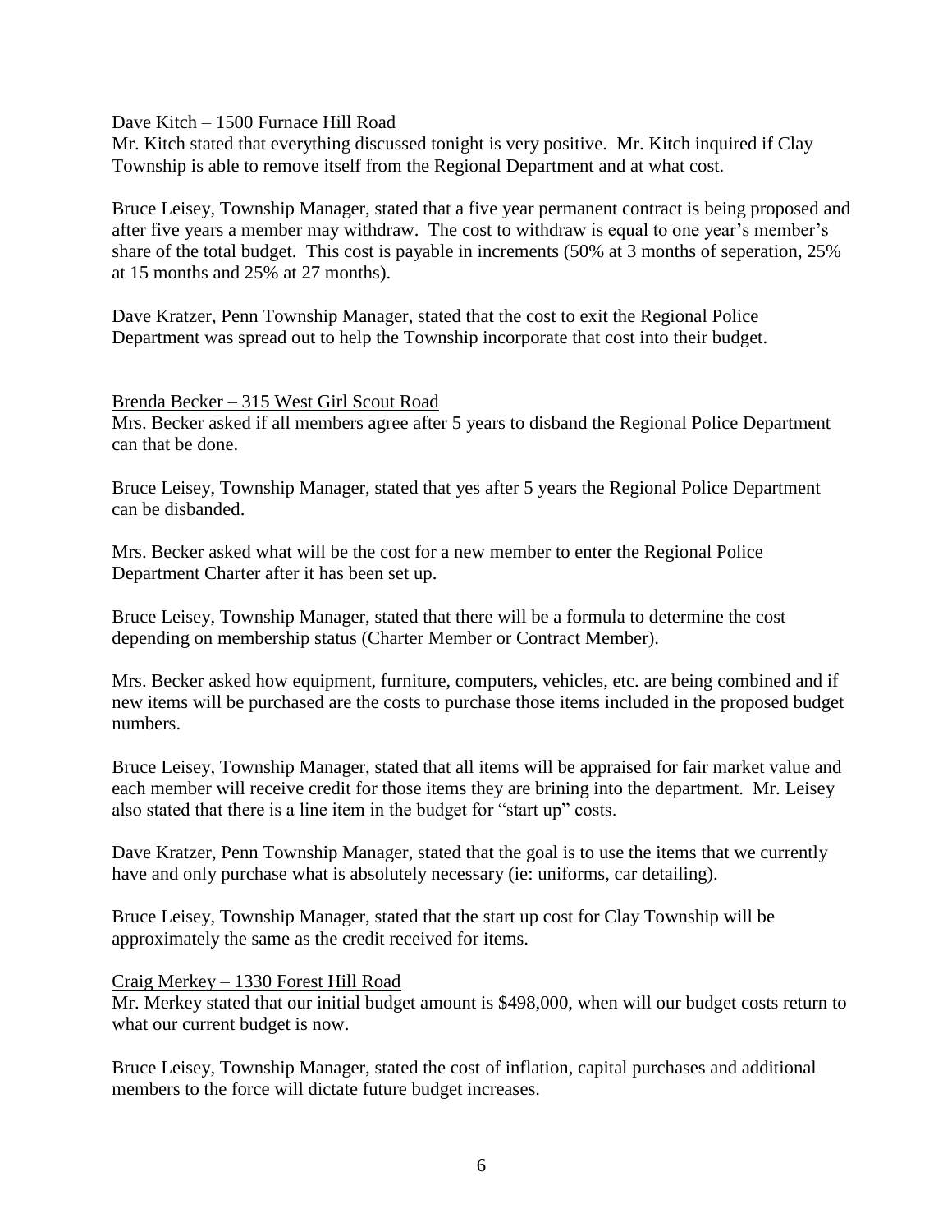<u>Dave Kitch – 1500 Furnace Hill Road</u>

Mr. Kitch stated that everything discussed tonight is very positive. Mr. Kitch inquired if Clay Township is able to remove itself from the Regional Department and at what cost.

Bruce Leisey, Township Manager, stated that a five year permanent contract is being proposed and after five years a member may withdraw. The cost to withdraw is equal to one year's member's share of the total budget. This cost is payable in increments (50% at 3 months of seperation, 25% at 15 months and 25% at 27 months).

Dave Kratzer, Penn Township Manager, stated that the cost to exit the Regional Police Department was spread out to help the Township incorporate that cost into their budget.

<u>Brenda Becker – 315 West Girl Scout Road</u>

Mrs. Becker asked if all members agree after 5 years to disband the Regional Police Department can that be done.

Bruce Leisey, Township Manager, stated that yes after 5 years the Regional Police Department can be disbanded.

Mrs. Becker asked what will be the cost for a new member to enter the Regional Police Department Charter after it has been set up.

Bruce Leisey, Township Manager, stated that there will be a formula to determine the cost depending on membership status (Charter Member or Contract Member).

Mrs. Becker asked how equipment, furniture, computers, vehicles, etc. are being combined and if new items will be purchased are the costs to purchase those items included in the proposed budget numbers.

Bruce Leisey, Township Manager, stated that all items will be appraised for fair market value and each member will receive credit for those items they are brining into the department. Mr. Leisey also stated that there is a line item in the budget for "start up" costs.

Dave Kratzer, Penn Township Manager, stated that the goal is to use the items that we currently have and only purchase what is absolutely necessary (ie: uniforms, car detailing).

Bruce Leisey, Township Manager, stated that the start up cost for Clay Township will be approximately the same as the credit received for items.

<u>Craig Merkey – 1330 Forest Hill Road</u>

Mr. Merkey stated that our initial budget amount is $498,000, when will our budget costs return to what our current budget is now.

Bruce Leisey, Township Manager, stated the cost of inflation, capital purchases and additional members to the force will dictate future budget increases.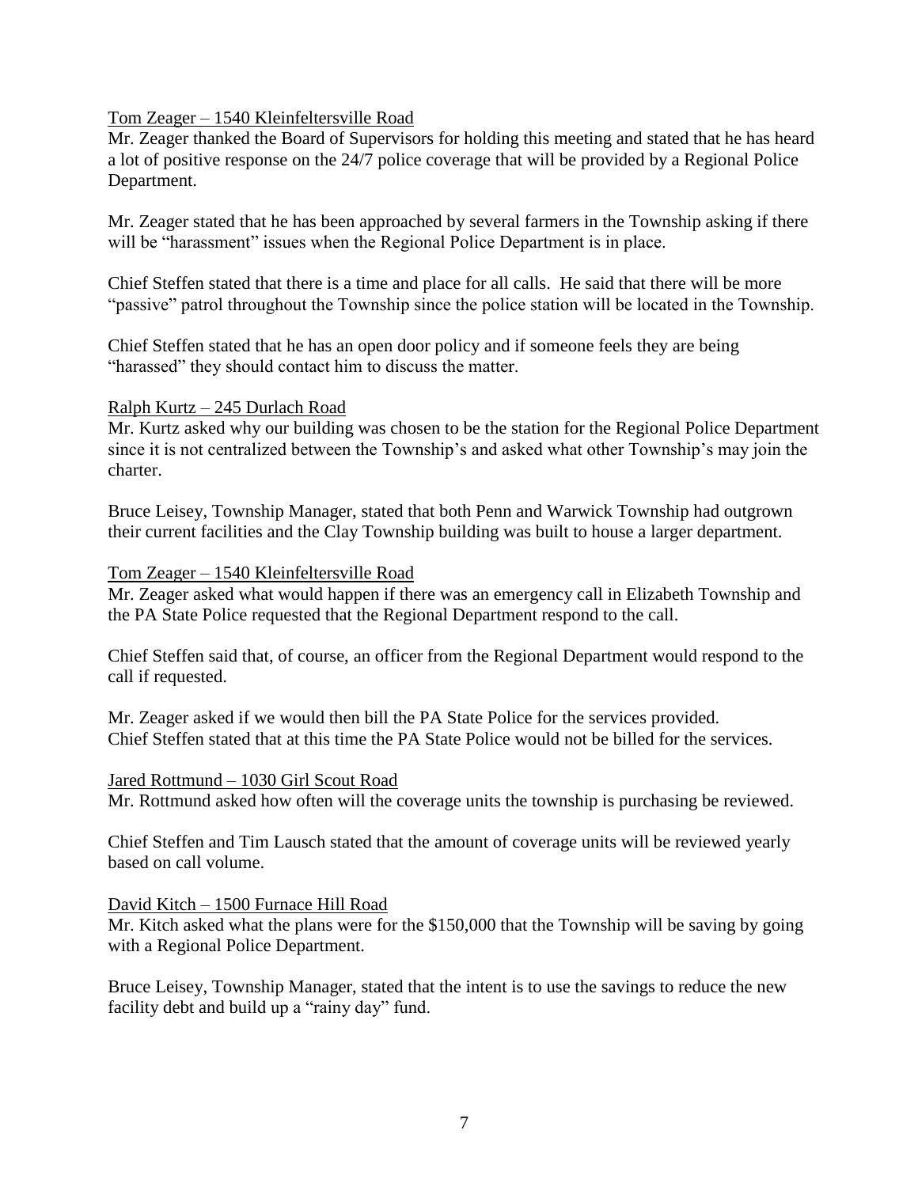Tom Zeager – 1540 Kleinfeltersville Road

Mr. Zeager thanked the Board of Supervisors for holding this meeting and stated that he has heard a lot of positive response on the 24/7 police coverage that will be provided by a Regional Police Department.

Mr. Zeager stated that he has been approached by several farmers in the Township asking if there will be "harassment" issues when the Regional Police Department is in place.

Chief Steffen stated that there is a time and place for all calls. He said that there will be more "passive" patrol throughout the Township since the police station will be located in the Township.

Chief Steffen stated that he has an open door policy and if someone feels they are being "harassed" they should contact him to discuss the matter.

Ralph Kurtz – 245 Durlach Road

Mr. Kurtz asked why our building was chosen to be the station for the Regional Police Department since it is not centralized between the Township's and asked what other Township's may join the charter.

Bruce Leisey, Township Manager, stated that both Penn and Warwick Township had outgrown their current facilities and the Clay Township building was built to house a larger department.

Tom Zeager – 1540 Kleinfeltersville Road

Mr. Zeager asked what would happen if there was an emergency call in Elizabeth Township and the PA State Police requested that the Regional Department respond to the call.

Chief Steffen said that, of course, an officer from the Regional Department would respond to the call if requested.

Mr. Zeager asked if we would then bill the PA State Police for the services provided.
Chief Steffen stated that at this time the PA State Police would not be billed for the services.

Jared Rottmund – 1030 Girl Scout Road

Mr. Rottmund asked how often will the coverage units the township is purchasing be reviewed.

Chief Steffen and Tim Lausch stated that the amount of coverage units will be reviewed yearly based on call volume.

David Kitch – 1500 Furnace Hill Road

Mr. Kitch asked what the plans were for the $150,000 that the Township will be saving by going with a Regional Police Department.

Bruce Leisey, Township Manager, stated that the intent is to use the savings to reduce the new facility debt and build up a "rainy day" fund.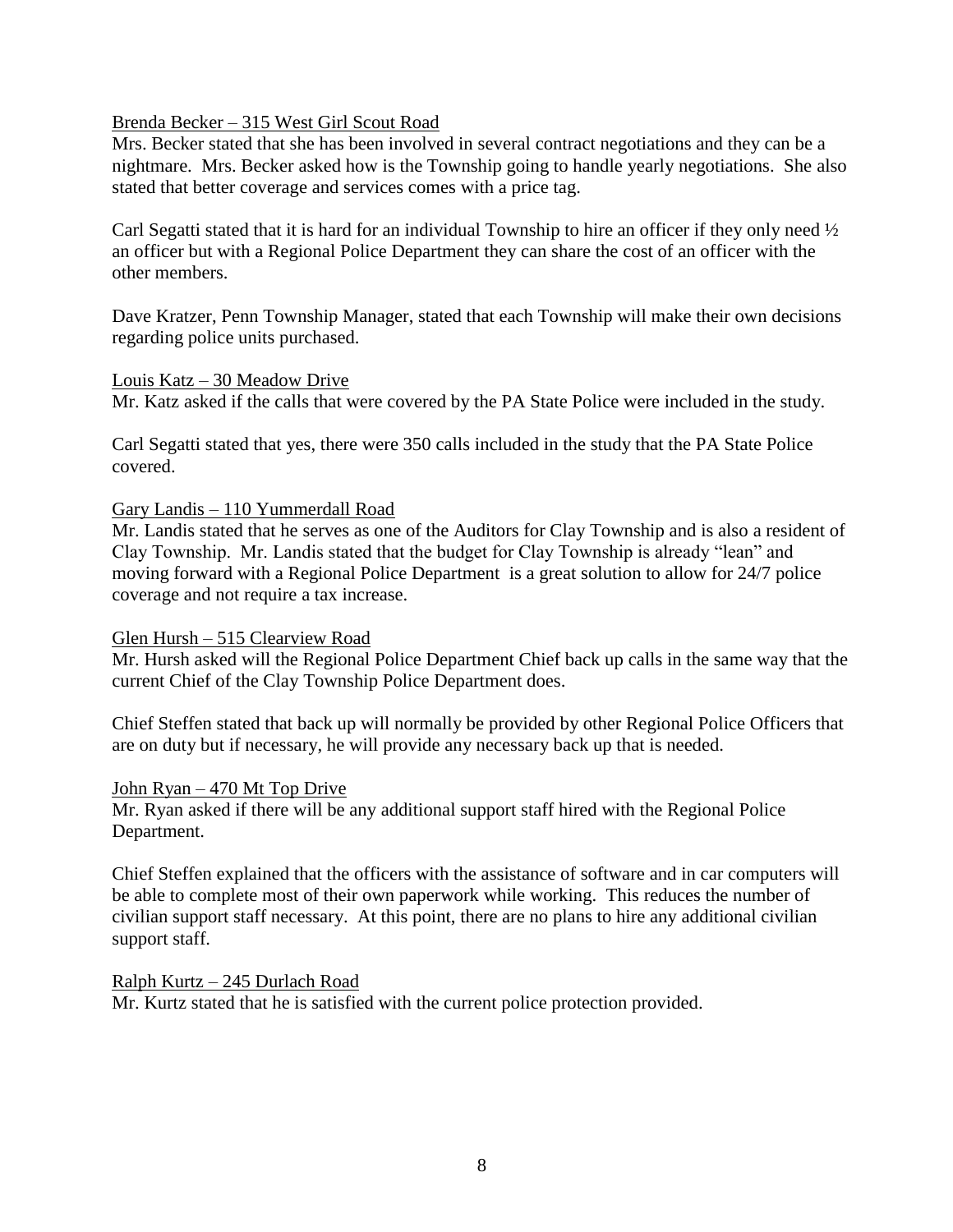Brenda Becker – 315 West Girl Scout Road

Mrs. Becker stated that she has been involved in several contract negotiations and they can be a nightmare. Mrs. Becker asked how is the Township going to handle yearly negotiations. She also stated that better coverage and services comes with a price tag.

Carl Segatti stated that it is hard for an individual Township to hire an officer if they only need ½ an officer but with a Regional Police Department they can share the cost of an officer with the other members.

Dave Kratzer, Penn Township Manager, stated that each Township will make their own decisions regarding police units purchased.

Louis Katz – 30 Meadow Drive

Mr. Katz asked if the calls that were covered by the PA State Police were included in the study.

Carl Segatti stated that yes, there were 350 calls included in the study that the PA State Police covered.

Gary Landis – 110 Yummerdall Road

Mr. Landis stated that he serves as one of the Auditors for Clay Township and is also a resident of Clay Township. Mr. Landis stated that the budget for Clay Township is already "lean" and moving forward with a Regional Police Department is a great solution to allow for 24/7 police coverage and not require a tax increase.

Glen Hursh – 515 Clearview Road

Mr. Hursh asked will the Regional Police Department Chief back up calls in the same way that the current Chief of the Clay Township Police Department does.

Chief Steffen stated that back up will normally be provided by other Regional Police Officers that are on duty but if necessary, he will provide any necessary back up that is needed.

John Ryan – 470 Mt Top Drive

Mr. Ryan asked if there will be any additional support staff hired with the Regional Police Department.

Chief Steffen explained that the officers with the assistance of software and in car computers will be able to complete most of their own paperwork while working. This reduces the number of civilian support staff necessary. At this point, there are no plans to hire any additional civilian support staff.

Ralph Kurtz – 245 Durlach Road

Mr. Kurtz stated that he is satisfied with the current police protection provided.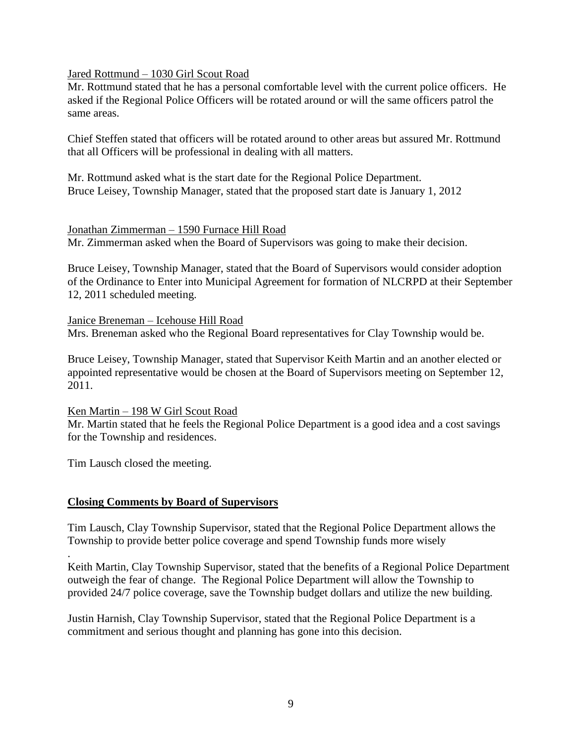Jared Rottmund – 1030 Girl Scout Road

Mr. Rottmund stated that he has a personal comfortable level with the current police officers. He asked if the Regional Police Officers will be rotated around or will the same officers patrol the same areas.

Chief Steffen stated that officers will be rotated around to other areas but assured Mr. Rottmund that all Officers will be professional in dealing with all matters.

Mr. Rottmund asked what is the start date for the Regional Police Department.
Bruce Leisey, Township Manager, stated that the proposed start date is January 1, 2012

Jonathan Zimmerman – 1590 Furnace Hill Road

Mr. Zimmerman asked when the Board of Supervisors was going to make their decision.

Bruce Leisey, Township Manager, stated that the Board of Supervisors would consider adoption of the Ordinance to Enter into Municipal Agreement for formation of NLCRPD at their September 12, 2011 scheduled meeting.

Janice Breneman – Icehouse Hill Road

Mrs. Breneman asked who the Regional Board representatives for Clay Township would be.

Bruce Leisey, Township Manager, stated that Supervisor Keith Martin and an another elected or appointed representative would be chosen at the Board of Supervisors meeting on September 12, 2011.

Ken Martin – 198 W Girl Scout Road

Mr. Martin stated that he feels the Regional Police Department is a good idea and a cost savings for the Township and residences.

Tim Lausch closed the meeting.

## **Closing Comments by Board of Supervisors**

Tim Lausch, Clay Township Supervisor, stated that the Regional Police Department allows the Township to provide better police coverage and spend Township funds more wisely
.

Keith Martin, Clay Township Supervisor, stated that the benefits of a Regional Police Department outweigh the fear of change. The Regional Police Department will allow the Township to provided 24/7 police coverage, save the Township budget dollars and utilize the new building.

Justin Harnish, Clay Township Supervisor, stated that the Regional Police Department is a commitment and serious thought and planning has gone into this decision.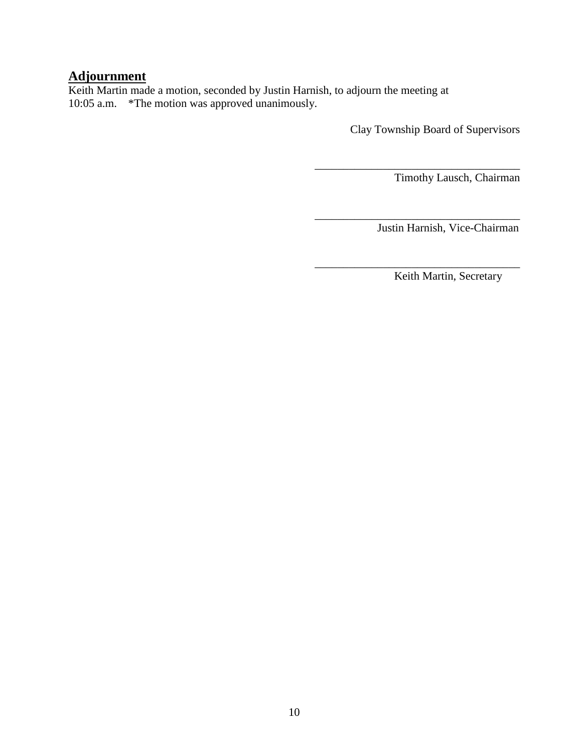## Adjournment

Keith Martin made a motion, seconded by Justin Harnish, to adjourn the meeting at 10:05 a.m. *The motion was approved unanimously.

Clay Township Board of Supervisors

\_\_\_\_\_\_\_\_\_\_\_\_\_\_\_\_\_\_\_\_\_\_\_\_\_\_\_\_\_\_\_\_\_\_\_\_\_\_

Timothy Lausch, Chairman

\_\_\_\_\_\_\_\_\_\_\_\_\_\_\_\_\_\_\_\_\_\_\_\_\_\_\_\_\_\_\_\_\_\_\_\_\_\_

Justin Harnish, Vice-Chairman

\_\_\_\_\_\_\_\_\_\_\_\_\_\_\_\_\_\_\_\_\_\_\_\_\_\_\_\_\_\_\_\_\_\_\_\_\_\_

Keith Martin, Secretary